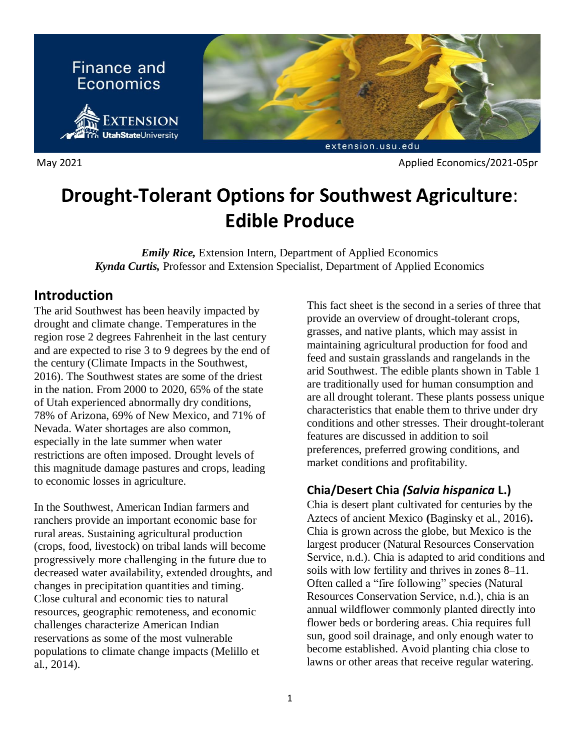Finance and Economics

May 2021 Applied Economics/2021-05pr

# Drought-Tolerant Options for Southwest Agriculture: Edible Produce

***Emily Rice,*** Extension Intern, Department of Applied Economics
***Kynda Curtis,*** Professor and Extension Specialist, Department of Applied Economics

## Introduction

The arid Southwest has been heavily impacted by drought and climate change. Temperatures in the region rose 2 degrees Fahrenheit in the last century and are expected to rise 3 to 9 degrees by the end of the century (Climate Impacts in the Southwest, 2016). The Southwest states are some of the driest in the nation. From 2000 to 2020, 65% of the state of Utah experienced abnormally dry conditions, 78% of Arizona, 69% of New Mexico, and 71% of Nevada. Water shortages are also common, especially in the late summer when water restrictions are often imposed. Drought levels of this magnitude damage pastures and crops, leading to economic losses in agriculture.

In the Southwest, American Indian farmers and ranchers provide an important economic base for rural areas. Sustaining agricultural production (crops, food, livestock) on tribal lands will become progressively more challenging in the future due to decreased water availability, extended droughts, and changes in precipitation quantities and timing. Close cultural and economic ties to natural resources, geographic remoteness, and economic challenges characterize American Indian reservations as some of the most vulnerable populations to climate change impacts (Melillo et al., 2014).

This fact sheet is the second in a series of three that provide an overview of drought-tolerant crops, grasses, and native plants, which may assist in maintaining agricultural production for food and feed and sustain grasslands and rangelands in the arid Southwest. The edible plants shown in Table 1 are traditionally used for human consumption and are all drought tolerant. These plants possess unique characteristics that enable them to thrive under dry conditions and other stresses. Their drought-tolerant features are discussed in addition to soil preferences, preferred growing conditions, and market conditions and profitability.

### Chia/Desert Chia *(Salvia hispanica* L.)

Chia is desert plant cultivated for centuries by the Aztecs of ancient Mexico **(**Baginsky et al., 2016)**.** Chia is grown across the globe, but Mexico is the largest producer (Natural Resources Conservation Service, n.d.). Chia is adapted to arid conditions and soils with low fertility and thrives in zones 8–11. Often called a "fire following" species (Natural Resources Conservation Service, n.d.), chia is an annual wildflower commonly planted directly into flower beds or bordering areas. Chia requires full sun, good soil drainage, and only enough water to become established. Avoid planting chia close to lawns or other areas that receive regular watering.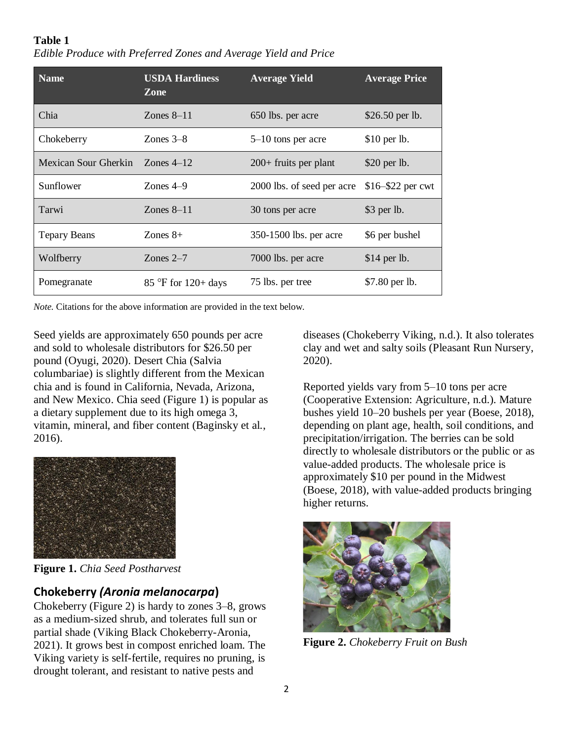**Table 1**

*Edible Produce with Preferred Zones and Average Yield and Price*

| Name | USDA Hardiness Zone | Average Yield | Average Price |
|---|---|---|---|
| Chia | Zones 8–11 | 650 lbs. per acre | $26.50 per lb. |
| Chokeberry | Zones 3–8 | 5–10 tons per acre | $10 per lb. |
| Mexican Sour Gherkin | Zones 4–12 | 200+ fruits per plant | $20 per lb. |
| Sunflower | Zones 4–9 | 2000 lbs. of seed per acre | $16–$22 per cwt |
| Tarwi | Zones 8–11 | 30 tons per acre | $3 per lb. |
| Tepary Beans | Zones 8+ | 350-1500 lbs. per acre | $6 per bushel |
| Wolfberry | Zones 2–7 | 7000 lbs. per acre | $14 per lb. |
| Pomegranate | 85 °F for 120+ days | 75 lbs. per tree | $7.80 per lb. |

*Note.* Citations for the above information are provided in the text below.

Seed yields are approximately 650 pounds per acre and sold to wholesale distributors for $26.50 per pound (Oyugi, 2020). Desert Chia (Salvia columbariae) is slightly different from the Mexican chia and is found in California, Nevada, Arizona, and New Mexico. Chia seed (Figure 1) is popular as a dietary supplement due to its high omega 3, vitamin, mineral, and fiber content (Baginsky et al., 2016).

**Figure 1.** *Chia Seed Postharvest*

## Chokeberry *(Aronia melanocarpa)*

Chokeberry (Figure 2) is hardy to zones 3–8, grows as a medium-sized shrub, and tolerates full sun or partial shade (Viking Black Chokeberry-Aronia, 2021). It grows best in compost enriched loam. The Viking variety is self-fertile, requires no pruning, is drought tolerant, and resistant to native pests and diseases (Chokeberry Viking, n.d.). It also tolerates clay and wet and salty soils (Pleasant Run Nursery, 2020).

Reported yields vary from 5–10 tons per acre (Cooperative Extension: Agriculture, n.d.). Mature bushes yield 10–20 bushels per year (Boese, 2018), depending on plant age, health, soil conditions, and precipitation/irrigation. The berries can be sold directly to wholesale distributors or the public or as value-added products. The wholesale price is approximately $10 per pound in the Midwest (Boese, 2018), with value-added products bringing higher returns.

**Figure 2.** *Chokeberry Fruit on Bush*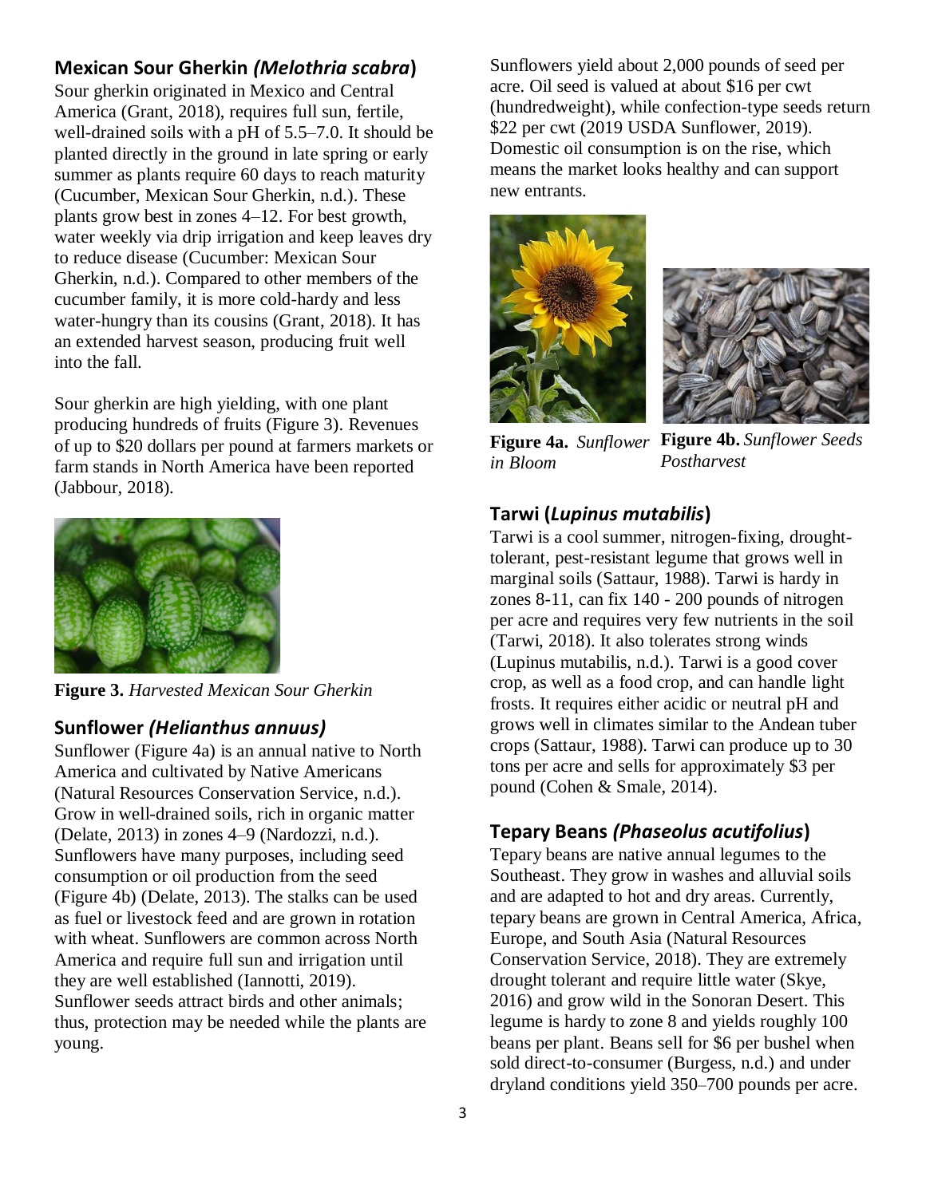## Mexican Sour Gherkin *(Melothria scabra)*

Sour gherkin originated in Mexico and Central America (Grant, 2018), requires full sun, fertile, well-drained soils with a pH of 5.5–7.0. It should be planted directly in the ground in late spring or early summer as plants require 60 days to reach maturity (Cucumber, Mexican Sour Gherkin, n.d.). These plants grow best in zones 4–12. For best growth, water weekly via drip irrigation and keep leaves dry to reduce disease (Cucumber: Mexican Sour Gherkin, n.d.). Compared to other members of the cucumber family, it is more cold-hardy and less water-hungry than its cousins (Grant, 2018). It has an extended harvest season, producing fruit well into the fall.

Sour gherkin are high yielding, with one plant producing hundreds of fruits (Figure 3). Revenues of up to $20 dollars per pound at farmers markets or farm stands in North America have been reported (Jabbour, 2018).

**Figure 3.** *Harvested Mexican Sour Gherkin*

## Sunflower *(Helianthus annuus)*

Sunflower (Figure 4a) is an annual native to North America and cultivated by Native Americans (Natural Resources Conservation Service, n.d.). Grow in well-drained soils, rich in organic matter (Delate, 2013) in zones 4–9 (Nardozzi, n.d.). Sunflowers have many purposes, including seed consumption or oil production from the seed (Figure 4b) (Delate, 2013). The stalks can be used as fuel or livestock feed and are grown in rotation with wheat. Sunflowers are common across North America and require full sun and irrigation until they are well established (Iannotti, 2019). Sunflower seeds attract birds and other animals; thus, protection may be needed while the plants are young.

Sunflowers yield about 2,000 pounds of seed per acre. Oil seed is valued at about $16 per cwt (hundredweight), while confection-type seeds return $22 per cwt (2019 USDA Sunflower, 2019). Domestic oil consumption is on the rise, which means the market looks healthy and can support new entrants.

**Figure 4a.** *Sunflower in Bloom*

**Figure 4b.** *Sunflower Seeds Postharvest*

## Tarwi (*Lupinus mutabilis*)

Tarwi is a cool summer, nitrogen-fixing, drought-tolerant, pest-resistant legume that grows well in marginal soils (Sattaur, 1988). Tarwi is hardy in zones 8-11, can fix 140 - 200 pounds of nitrogen per acre and requires very few nutrients in the soil (Tarwi, 2018). It also tolerates strong winds (Lupinus mutabilis, n.d.). Tarwi is a good cover crop, as well as a food crop, and can handle light frosts. It requires either acidic or neutral pH and grows well in climates similar to the Andean tuber crops (Sattaur, 1988). Tarwi can produce up to 30 tons per acre and sells for approximately $3 per pound (Cohen & Smale, 2014).

## Tepary Beans *(Phaseolus acutifolius)*

Tepary beans are native annual legumes to the Southeast. They grow in washes and alluvial soils and are adapted to hot and dry areas. Currently, tepary beans are grown in Central America, Africa, Europe, and South Asia (Natural Resources Conservation Service, 2018). They are extremely drought tolerant and require little water (Skye, 2016) and grow wild in the Sonoran Desert. This legume is hardy to zone 8 and yields roughly 100 beans per plant. Beans sell for $6 per bushel when sold direct-to-consumer (Burgess, n.d.) and under dryland conditions yield 350–700 pounds per acre.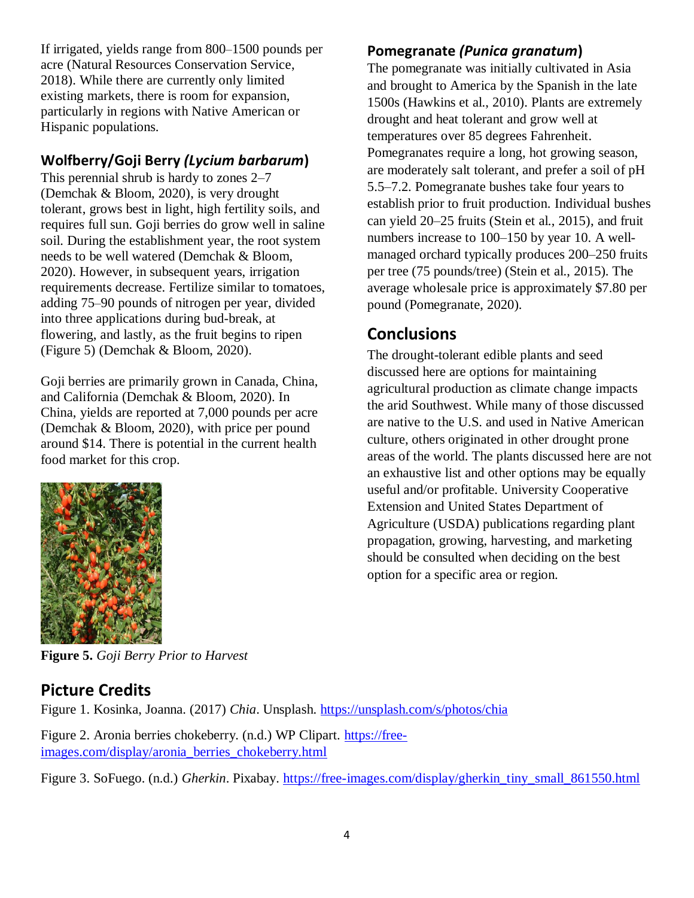If irrigated, yields range from 800–1500 pounds per acre (Natural Resources Conservation Service, 2018). While there are currently only limited existing markets, there is room for expansion, particularly in regions with Native American or Hispanic populations.

## Wolfberry/Goji Berry *(Lycium barbarum)*

This perennial shrub is hardy to zones 2–7 (Demchak & Bloom, 2020), is very drought tolerant, grows best in light, high fertility soils, and requires full sun. Goji berries do grow well in saline soil. During the establishment year, the root system needs to be well watered (Demchak & Bloom, 2020). However, in subsequent years, irrigation requirements decrease. Fertilize similar to tomatoes, adding 75–90 pounds of nitrogen per year, divided into three applications during bud-break, at flowering, and lastly, as the fruit begins to ripen (Figure 5) (Demchak & Bloom, 2020).

Goji berries are primarily grown in Canada, China, and California (Demchak & Bloom, 2020). In China, yields are reported at 7,000 pounds per acre (Demchak & Bloom, 2020), with price per pound around $14. There is potential in the current health food market for this crop.

**Figure 5.** *Goji Berry Prior to Harvest*

## Pomegranate *(Punica granatum)*

The pomegranate was initially cultivated in Asia and brought to America by the Spanish in the late 1500s (Hawkins et al., 2010). Plants are extremely drought and heat tolerant and grow well at temperatures over 85 degrees Fahrenheit. Pomegranates require a long, hot growing season, are moderately salt tolerant, and prefer a soil of pH 5.5–7.2. Pomegranate bushes take four years to establish prior to fruit production. Individual bushes can yield 20–25 fruits (Stein et al., 2015), and fruit numbers increase to 100–150 by year 10. A well-managed orchard typically produces 200–250 fruits per tree (75 pounds/tree) (Stein et al., 2015). The average wholesale price is approximately $7.80 per pound (Pomegranate, 2020).

# Conclusions

The drought-tolerant edible plants and seed discussed here are options for maintaining agricultural production as climate change impacts the arid Southwest. While many of those discussed are native to the U.S. and used in Native American culture, others originated in other drought prone areas of the world. The plants discussed here are not an exhaustive list and other options may be equally useful and/or profitable. University Cooperative Extension and United States Department of Agriculture (USDA) publications regarding plant propagation, growing, harvesting, and marketing should be consulted when deciding on the best option for a specific area or region.

# Picture Credits

Figure 1. Kosinka, Joanna. (2017) *Chia*. Unsplash. https://unsplash.com/s/photos/chia

Figure 2. Aronia berries chokeberry. (n.d.) WP Clipart. https://free-images.com/display/aronia_berries_chokeberry.html

Figure 3. SoFuego. (n.d.) *Gherkin*. Pixabay. https://free-images.com/display/gherkin_tiny_small_861550.html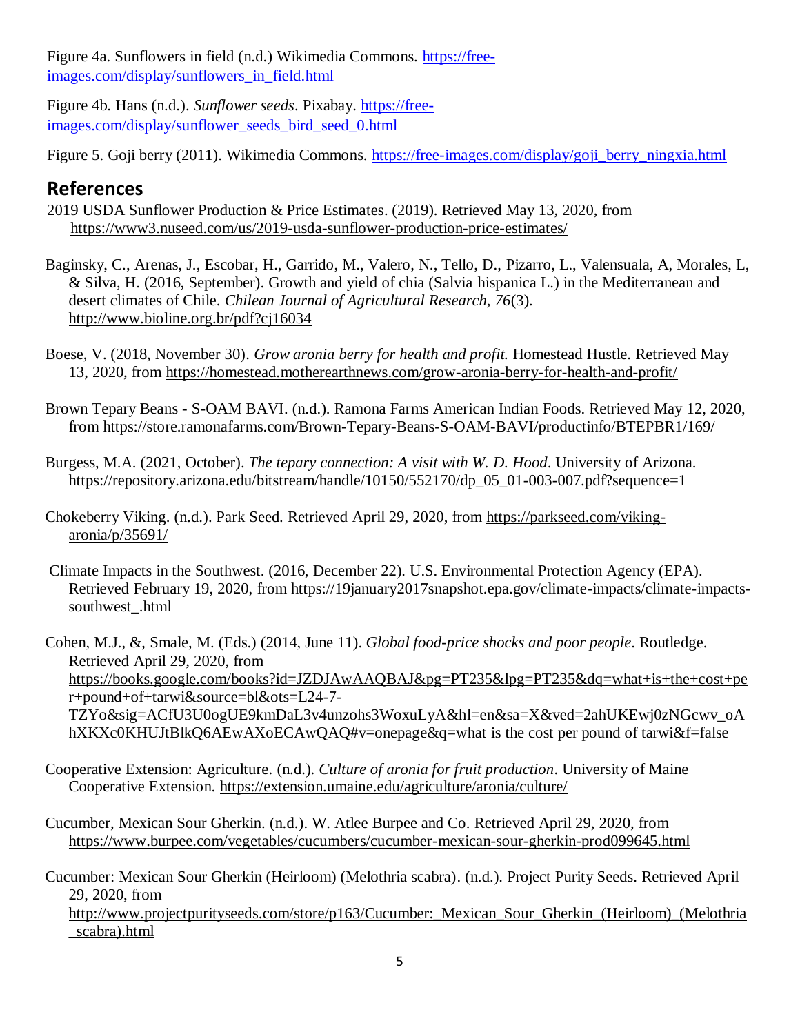Figure 4a. Sunflowers in field (n.d.) Wikimedia Commons. https://free-images.com/display/sunflowers_in_field.html

Figure 4b. Hans (n.d.). *Sunflower seeds*. Pixabay. https://free-images.com/display/sunflower_seeds_bird_seed_0.html

Figure 5. Goji berry (2011). Wikimedia Commons. https://free-images.com/display/goji_berry_ningxia.html

## References

2019 USDA Sunflower Production & Price Estimates. (2019). Retrieved May 13, 2020, from https://www3.nuseed.com/us/2019-usda-sunflower-production-price-estimates/

Baginsky, C., Arenas, J., Escobar, H., Garrido, M., Valero, N., Tello, D., Pizarro, L., Valensuala, A, Morales, L, & Silva, H. (2016, September). Growth and yield of chia (Salvia hispanica L.) in the Mediterranean and desert climates of Chile. *Chilean Journal of Agricultural Research, 76*(3). http://www.bioline.org.br/pdf?cj16034

Boese, V. (2018, November 30). *Grow aronia berry for health and profit.* Homestead Hustle. Retrieved May 13, 2020, from https://homestead.motherearthnews.com/grow-aronia-berry-for-health-and-profit/

Brown Tepary Beans - S-OAM BAVI. (n.d.). Ramona Farms American Indian Foods. Retrieved May 12, 2020, from https://store.ramonafarms.com/Brown-Tepary-Beans-S-OAM-BAVI/productinfo/BTEPBR1/169/

Burgess, M.A. (2021, October). *The tepary connection: A visit with W. D. Hood*. University of Arizona. https://repository.arizona.edu/bitstream/handle/10150/552170/dp_05_01-003-007.pdf?sequence=1

Chokeberry Viking. (n.d.). Park Seed. Retrieved April 29, 2020, from https://parkseed.com/viking-aronia/p/35691/

Climate Impacts in the Southwest. (2016, December 22). U.S. Environmental Protection Agency (EPA). Retrieved February 19, 2020, from https://19january2017snapshot.epa.gov/climate-impacts/climate-impacts-southwest_.html

Cohen, M.J., &, Smale, M. (Eds.) (2014, June 11). *Global food-price shocks and poor people*. Routledge. Retrieved April 29, 2020, from https://books.google.com/books?id=JZDJAwAAQBAJ&pg=PT235&lpg=PT235&dq=what+is+the+cost+per+pound+of+tarwi&source=bl&ots=L24-7-TZYo&sig=ACfU3U0ogUE9kmDaL3v4unzohs3WoxuLyA&hl=en&sa=X&ved=2ahUKEwj0zNGcwv_oAhXKXc0KHUJtBlkQ6AEwAXoECAwQAQ#v=onepage&q=what is the cost per pound of tarwi&f=false

Cooperative Extension: Agriculture. (n.d.). *Culture of aronia for fruit production*. University of Maine Cooperative Extension. https://extension.umaine.edu/agriculture/aronia/culture/

Cucumber, Mexican Sour Gherkin. (n.d.). W. Atlee Burpee and Co. Retrieved April 29, 2020, from https://www.burpee.com/vegetables/cucumbers/cucumber-mexican-sour-gherkin-prod099645.html

Cucumber: Mexican Sour Gherkin (Heirloom) (Melothria scabra). (n.d.). Project Purity Seeds. Retrieved April 29, 2020, from http://www.projectpurityseeds.com/store/p163/Cucumber:_Mexican_Sour_Gherkin_(Heirloom)_(Melothria_scabra).html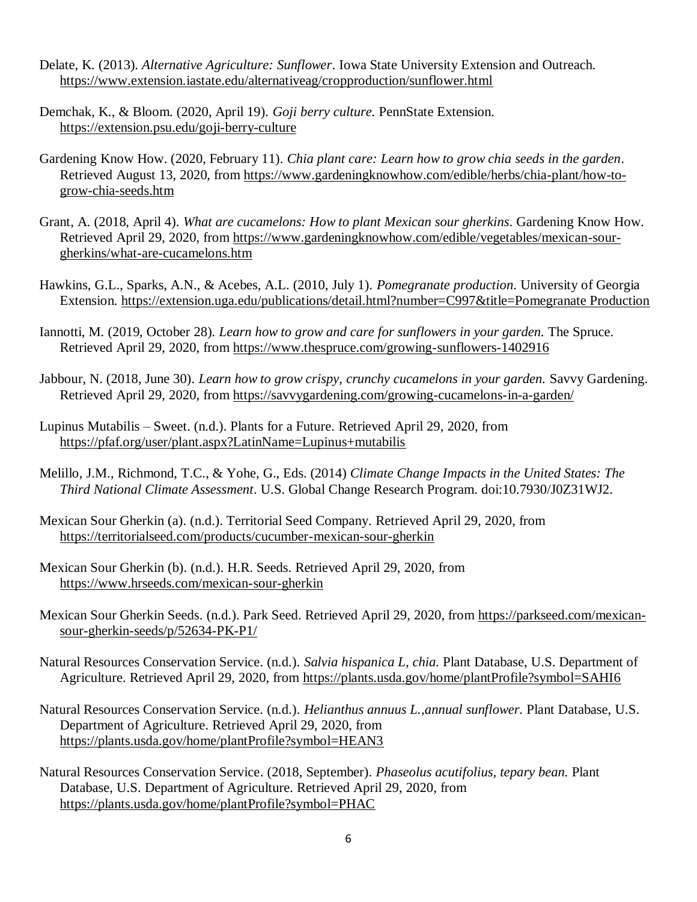Delate, K. (2013). *Alternative Agriculture: Sunflower*. Iowa State University Extension and Outreach. https://www.extension.iastate.edu/alternativeag/cropproduction/sunflower.html

Demchak, K., & Bloom. (2020, April 19). *Goji berry culture.* PennState Extension. https://extension.psu.edu/goji-berry-culture

Gardening Know How. (2020, February 11). *Chia plant care: Learn how to grow chia seeds in the garden*. Retrieved August 13, 2020, from https://www.gardeningknowhow.com/edible/herbs/chia-plant/how-to-grow-chia-seeds.htm

Grant, A. (2018, April 4). *What are cucamelons: How to plant Mexican sour gherkins.* Gardening Know How. Retrieved April 29, 2020, from https://www.gardeningknowhow.com/edible/vegetables/mexican-sour-gherkins/what-are-cucamelons.htm

Hawkins, G.L., Sparks, A.N., & Acebes, A.L. (2010, July 1). *Pomegranate production*. University of Georgia Extension. https://extension.uga.edu/publications/detail.html?number=C997&title=Pomegranate Production

Iannotti, M. (2019, October 28). *Learn how to grow and care for sunflowers in your garden.* The Spruce. Retrieved April 29, 2020, from https://www.thespruce.com/growing-sunflowers-1402916

Jabbour, N. (2018, June 30). *Learn how to grow crispy, crunchy cucamelons in your garden.* Savvy Gardening. Retrieved April 29, 2020, from https://savvygardening.com/growing-cucamelons-in-a-garden/

Lupinus Mutabilis – Sweet. (n.d.). Plants for a Future. Retrieved April 29, 2020, from https://pfaf.org/user/plant.aspx?LatinName=Lupinus+mutabilis

Melillo, J.M., Richmond, T.C., & Yohe, G., Eds. (2014) *Climate Change Impacts in the United States: The Third National Climate Assessment*. U.S. Global Change Research Program. doi:10.7930/J0Z31WJ2.

Mexican Sour Gherkin (a). (n.d.). Territorial Seed Company. Retrieved April 29, 2020, from https://territorialseed.com/products/cucumber-mexican-sour-gherkin

Mexican Sour Gherkin (b). (n.d.). H.R. Seeds. Retrieved April 29, 2020, from https://www.hrseeds.com/mexican-sour-gherkin

Mexican Sour Gherkin Seeds. (n.d.). Park Seed. Retrieved April 29, 2020, from https://parkseed.com/mexican-sour-gherkin-seeds/p/52634-PK-P1/

Natural Resources Conservation Service. (n.d.). *Salvia hispanica L, chia.* Plant Database, U.S. Department of Agriculture. Retrieved April 29, 2020, from https://plants.usda.gov/home/plantProfile?symbol=SAHI6

Natural Resources Conservation Service. (n.d.). *Helianthus annuus L.,annual sunflower*. Plant Database, U.S. Department of Agriculture. Retrieved April 29, 2020, from https://plants.usda.gov/home/plantProfile?symbol=HEAN3

Natural Resources Conservation Service. (2018, September). *Phaseolus acutifolius, tepary bean.* Plant Database, U.S. Department of Agriculture. Retrieved April 29, 2020, from https://plants.usda.gov/home/plantProfile?symbol=PHAC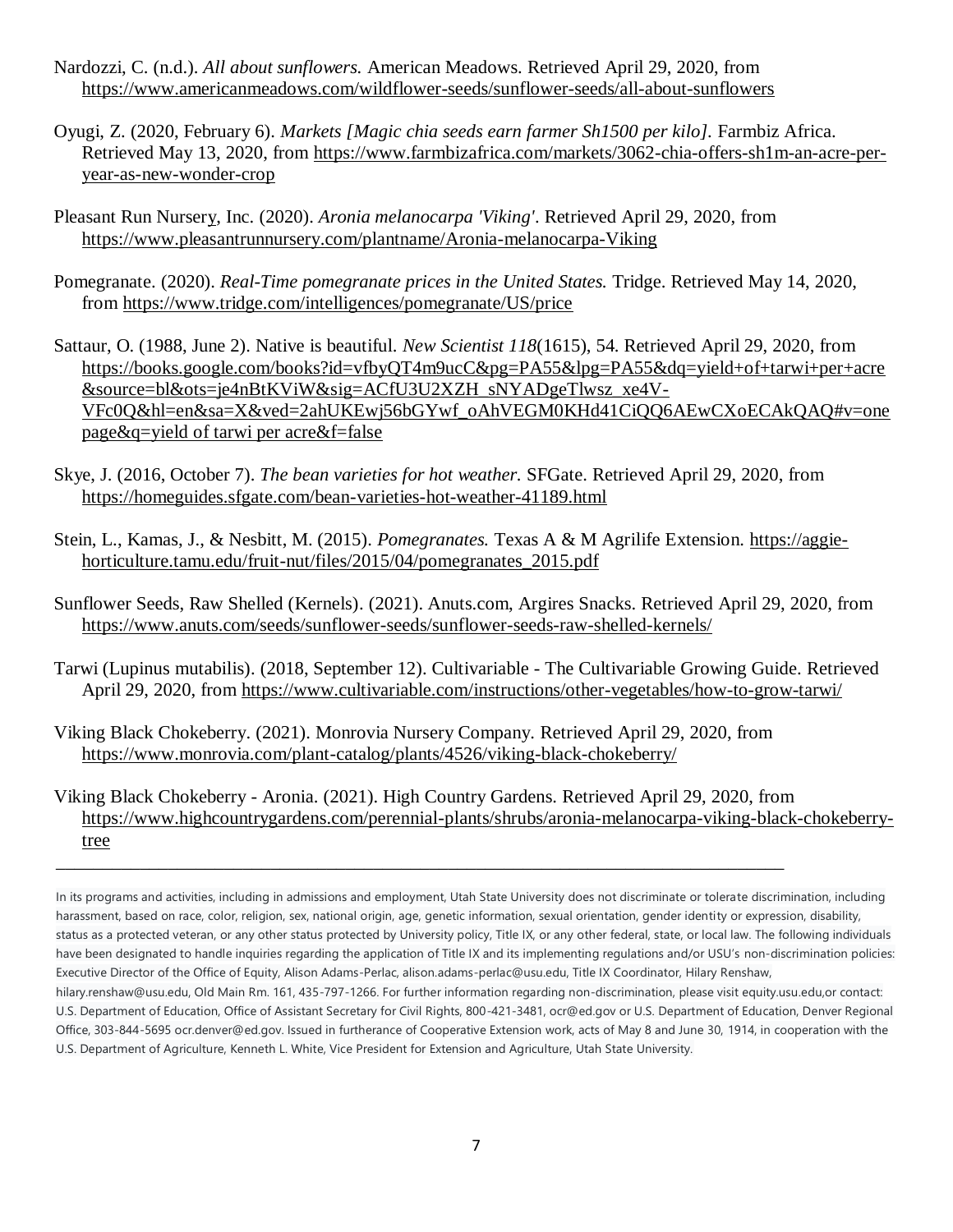Nardozzi, C. (n.d.). *All about sunflowers.* American Meadows. Retrieved April 29, 2020, from https://www.americanmeadows.com/wildflower-seeds/sunflower-seeds/all-about-sunflowers

Oyugi, Z. (2020, February 6). *Markets [Magic chia seeds earn farmer Sh1500 per kilo].* Farmbiz Africa. Retrieved May 13, 2020, from https://www.farmbizafrica.com/markets/3062-chia-offers-sh1m-an-acre-per-year-as-new-wonder-crop

Pleasant Run Nursery, Inc. (2020). *Aronia melanocarpa 'Viking'*. Retrieved April 29, 2020, from https://www.pleasantrunnursery.com/plantname/Aronia-melanocarpa-Viking

Pomegranate. (2020). *Real-Time pomegranate prices in the United States.* Tridge. Retrieved May 14, 2020, from https://www.tridge.com/intelligences/pomegranate/US/price

Sattaur, O. (1988, June 2). Native is beautiful. *New Scientist 118*(1615), 54. Retrieved April 29, 2020, from https://books.google.com/books?id=vfbyQT4m9ucC&pg=PA55&lpg=PA55&dq=yield+of+tarwi+per+acre&source=bl&ots=je4nBtKViW&sig=ACfU3U2XZH_sNYADgeTlwsz_xe4V-VFc0Q&hl=en&sa=X&ved=2ahUKEwj56bGYwf_oAhVEGM0KHd41CiQQ6AEwCXoECAkQAQ#v=onepage&q=yield of tarwi per acre&f=false

Skye, J. (2016, October 7). *The bean varieties for hot weather.* SFGate. Retrieved April 29, 2020, from https://homeguides.sfgate.com/bean-varieties-hot-weather-41189.html

Stein, L., Kamas, J., & Nesbitt, M. (2015). *Pomegranates.* Texas A & M Agrilife Extension. https://aggie-horticulture.tamu.edu/fruit-nut/files/2015/04/pomegranates_2015.pdf

Sunflower Seeds, Raw Shelled (Kernels). (2021). Anuts.com, Argires Snacks. Retrieved April 29, 2020, from https://www.anuts.com/seeds/sunflower-seeds/sunflower-seeds-raw-shelled-kernels/

Tarwi (Lupinus mutabilis). (2018, September 12). Cultivariable - The Cultivariable Growing Guide. Retrieved April 29, 2020, from https://www.cultivariable.com/instructions/other-vegetables/how-to-grow-tarwi/

Viking Black Chokeberry. (2021). Monrovia Nursery Company. Retrieved April 29, 2020, from https://www.monrovia.com/plant-catalog/plants/4526/viking-black-chokeberry/

Viking Black Chokeberry - Aronia. (2021). High Country Gardens. Retrieved April 29, 2020, from https://www.highcountrygardens.com/perennial-plants/shrubs/aronia-melanocarpa-viking-black-chokeberry-tree

---

In its programs and activities, including in admissions and employment, Utah State University does not discriminate or tolerate discrimination, including harassment, based on race, color, religion, sex, national origin, age, genetic information, sexual orientation, gender identity or expression, disability, status as a protected veteran, or any other status protected by University policy, Title IX, or any other federal, state, or local law. The following individuals have been designated to handle inquiries regarding the application of Title IX and its implementing regulations and/or USU's non-discrimination policies: Executive Director of the Office of Equity, Alison Adams-Perlac, alison.adams-perlac@usu.edu, Title IX Coordinator, Hilary Renshaw, hilary.renshaw@usu.edu, Old Main Rm. 161, 435-797-1266. For further information regarding non-discrimination, please visit equity.usu.edu,or contact: U.S. Department of Education, Office of Assistant Secretary for Civil Rights, 800-421-3481, ocr@ed.gov or U.S. Department of Education, Denver Regional Office, 303-844-5695 ocr.denver@ed.gov. Issued in furtherance of Cooperative Extension work, acts of May 8 and June 30, 1914, in cooperation with the U.S. Department of Agriculture, Kenneth L. White, Vice President for Extension and Agriculture, Utah State University.